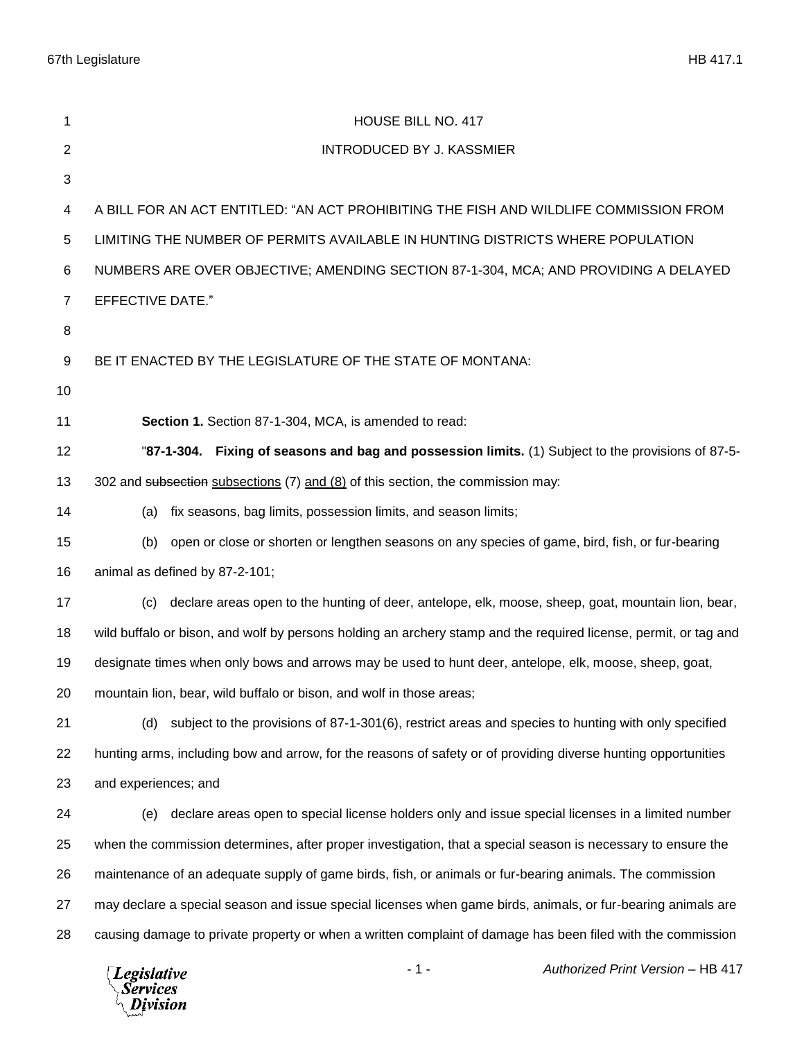HOUSE BILL NO. 417

INTRODUCED BY J. KASSMIER

A BILL FOR AN ACT ENTITLED: "AN ACT PROHIBITING THE FISH AND WILDLIFE COMMISSION FROM LIMITING THE NUMBER OF PERMITS AVAILABLE IN HUNTING DISTRICTS WHERE POPULATION NUMBERS ARE OVER OBJECTIVE; AMENDING SECTION 87-1-304, MCA; AND PROVIDING A DELAYED EFFECTIVE DATE."

BE IT ENACTED BY THE LEGISLATURE OF THE STATE OF MONTANA:

**Section 1.** Section 87-1-304, MCA, is amended to read:

"**87-1-304. Fixing of seasons and bag and possession limits.** (1) Subject to the provisions of 87-5-302 and ~~subsection~~ <u>subsections</u> (7) <u>and (8)</u> of this section, the commission may:

(a) fix seasons, bag limits, possession limits, and season limits;

(b) open or close or shorten or lengthen seasons on any species of game, bird, fish, or fur-bearing animal as defined by 87-2-101;

(c) declare areas open to the hunting of deer, antelope, elk, moose, sheep, goat, mountain lion, bear, wild buffalo or bison, and wolf by persons holding an archery stamp and the required license, permit, or tag and designate times when only bows and arrows may be used to hunt deer, antelope, elk, moose, sheep, goat, mountain lion, bear, wild buffalo or bison, and wolf in those areas;

(d) subject to the provisions of 87-1-301(6), restrict areas and species to hunting with only specified hunting arms, including bow and arrow, for the reasons of safety or of providing diverse hunting opportunities and experiences; and

(e) declare areas open to special license holders only and issue special licenses in a limited number when the commission determines, after proper investigation, that a special season is necessary to ensure the maintenance of an adequate supply of game birds, fish, or animals or fur-bearing animals. The commission may declare a special season and issue special licenses when game birds, animals, or fur-bearing animals are causing damage to private property or when a written complaint of damage has been filed with the commission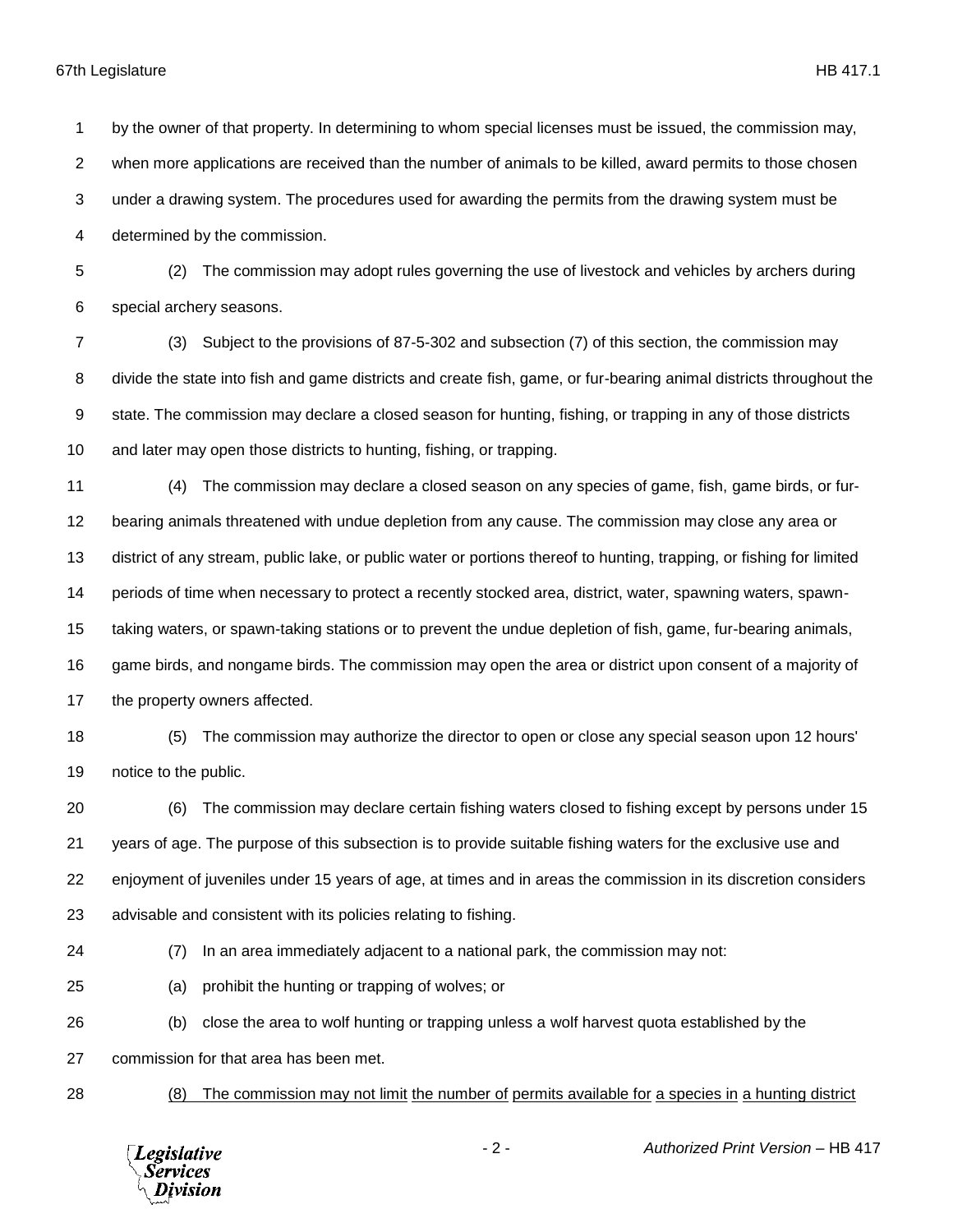by the owner of that property. In determining to whom special licenses must be issued, the commission may, when more applications are received than the number of animals to be killed, award permits to those chosen under a drawing system. The procedures used for awarding the permits from the drawing system must be determined by the commission.

(2) The commission may adopt rules governing the use of livestock and vehicles by archers during special archery seasons.

(3) Subject to the provisions of 87-5-302 and subsection (7) of this section, the commission may divide the state into fish and game districts and create fish, game, or fur-bearing animal districts throughout the state. The commission may declare a closed season for hunting, fishing, or trapping in any of those districts and later may open those districts to hunting, fishing, or trapping.

(4) The commission may declare a closed season on any species of game, fish, game birds, or fur-bearing animals threatened with undue depletion from any cause. The commission may close any area or district of any stream, public lake, or public water or portions thereof to hunting, trapping, or fishing for limited periods of time when necessary to protect a recently stocked area, district, water, spawning waters, spawn-taking waters, or spawn-taking stations or to prevent the undue depletion of fish, game, fur-bearing animals, game birds, and nongame birds. The commission may open the area or district upon consent of a majority of the property owners affected.

(5) The commission may authorize the director to open or close any special season upon 12 hours' notice to the public.

(6) The commission may declare certain fishing waters closed to fishing except by persons under 15 years of age. The purpose of this subsection is to provide suitable fishing waters for the exclusive use and enjoyment of juveniles under 15 years of age, at times and in areas the commission in its discretion considers advisable and consistent with its policies relating to fishing.

(7) In an area immediately adjacent to a national park, the commission may not:

(a) prohibit the hunting or trapping of wolves; or

(b) close the area to wolf hunting or trapping unless a wolf harvest quota established by the commission for that area has been met.

<u>(8) The commission may not limit the number of permits available for a species in a hunting district</u>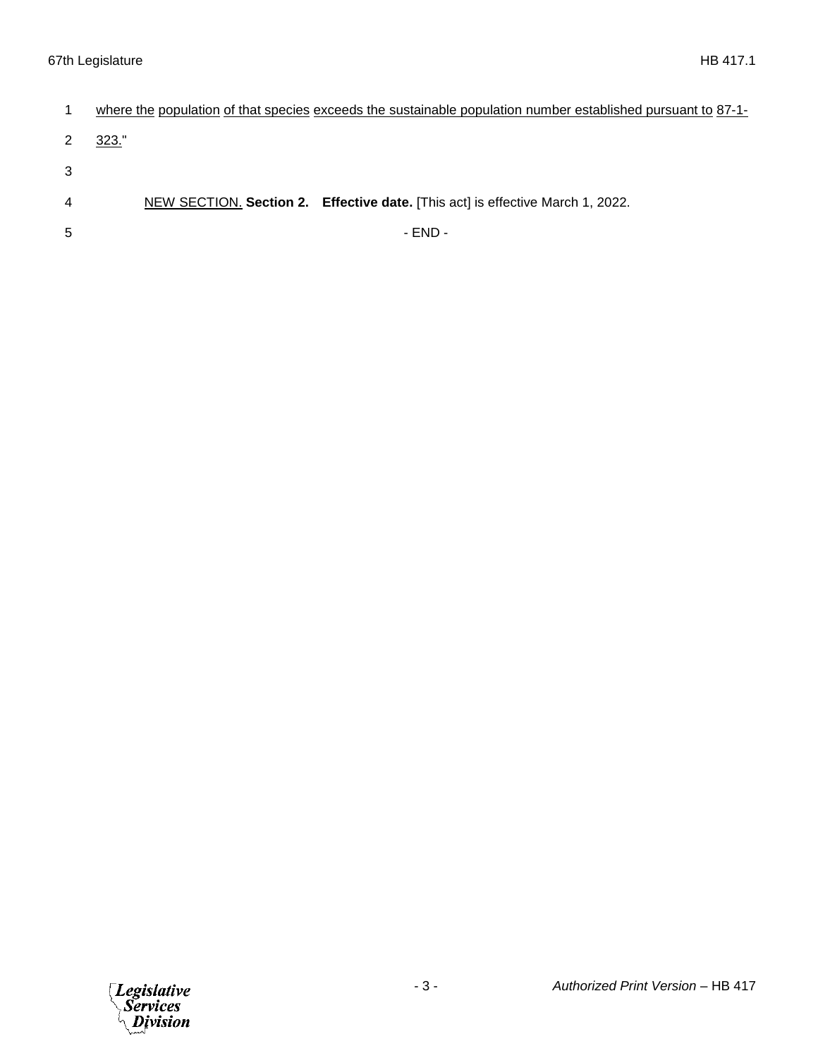where the population of that species exceeds the sustainable population number established pursuant to 87-1-323."

NEW SECTION. **Section 2. Effective date.** [This act] is effective March 1, 2022.

- END -